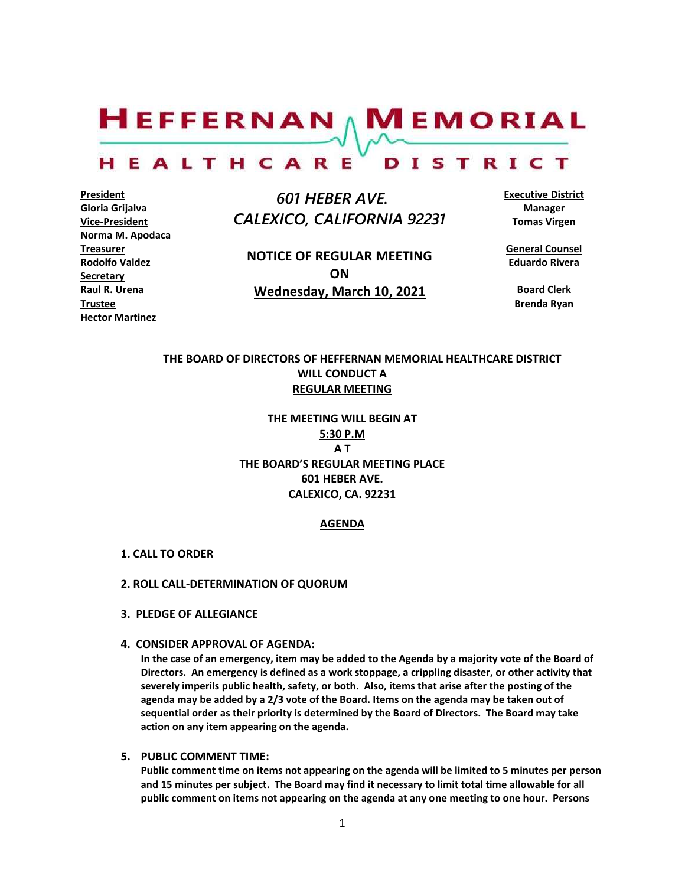# HEFFERNAN MEMORIAL HEALTHCARE DISTRICT

**President**
**Gloria Grijalva**
**Vice-President**
**Norma M. Apodaca**
**Treasurer**
**Rodolfo Valdez**
**Secretary**
**Raul R. Urena**
**Trustee**
**Hector Martinez**

*601 HEBER AVE.*
*CALEXICO, CALIFORNIA 92231*

**NOTICE OF REGULAR MEETING**
**ON**
**Wednesday, March 10, 2021**

**Executive District Manager**
**Tomas Virgen**

**General Counsel**
**Eduardo Rivera**

**Board Clerk**
**Brenda Ryan**

**THE BOARD OF DIRECTORS OF HEFFERNAN MEMORIAL HEALTHCARE DISTRICT WILL CONDUCT A REGULAR MEETING**

**THE MEETING WILL BEGIN AT**
**5:30 P.M**
**A T**
**THE BOARD'S REGULAR MEETING PLACE**
**601 HEBER AVE.**
**CALEXICO, CA. 92231**

## AGENDA

**1. CALL TO ORDER**

**2. ROLL CALL-DETERMINATION OF QUORUM**

**3. PLEDGE OF ALLEGIANCE**

**4. CONSIDER APPROVAL OF AGENDA:**
**In the case of an emergency, item may be added to the Agenda by a majority vote of the Board of Directors. An emergency is defined as a work stoppage, a crippling disaster, or other activity that severely imperils public health, safety, or both. Also, items that arise after the posting of the agenda may be added by a 2/3 vote of the Board. Items on the agenda may be taken out of sequential order as their priority is determined by the Board of Directors. The Board may take action on any item appearing on the agenda.**

**5. PUBLIC COMMENT TIME:**
**Public comment time on items not appearing on the agenda will be limited to 5 minutes per person and 15 minutes per subject. The Board may find it necessary to limit total time allowable for all public comment on items not appearing on the agenda at any one meeting to one hour. Persons**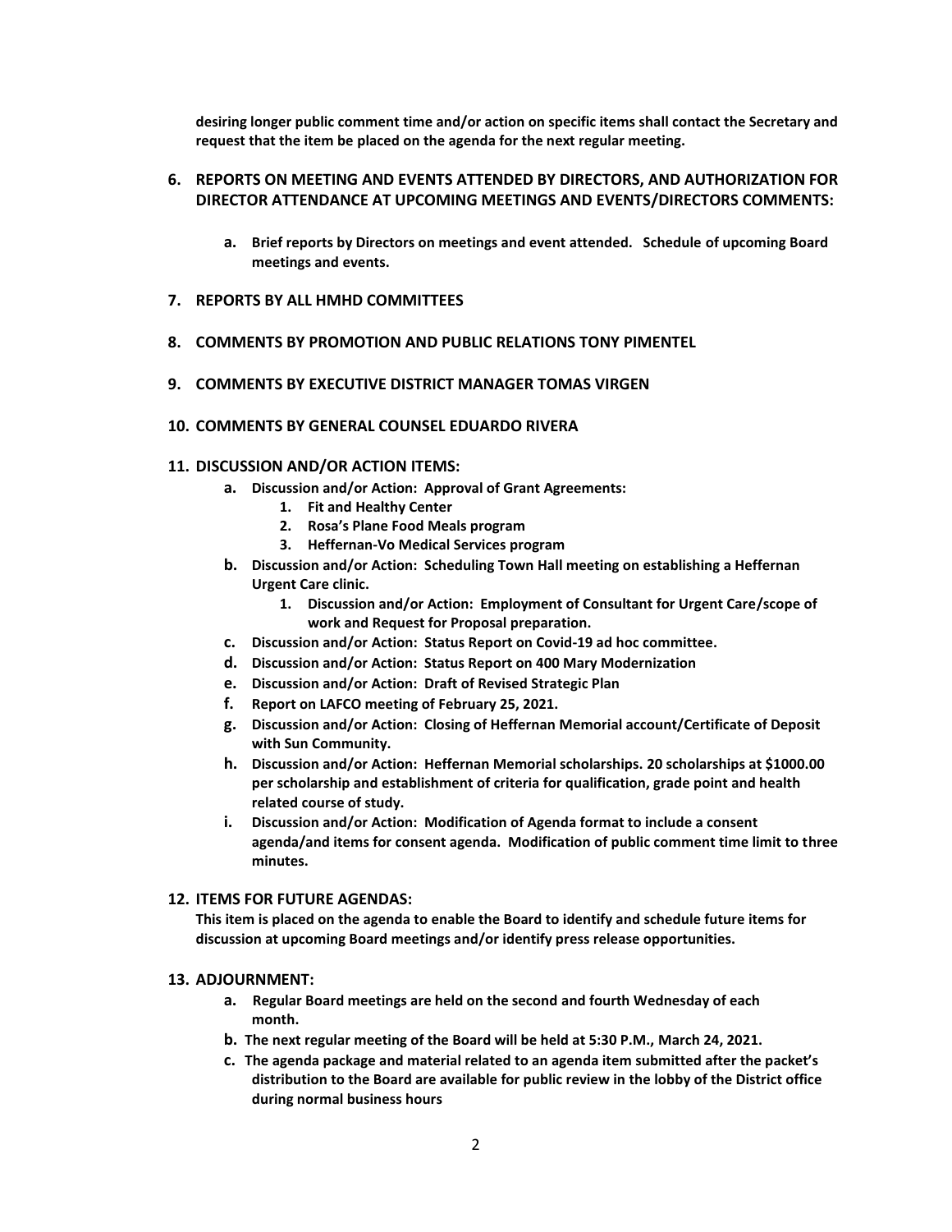**desiring longer public comment time and/or action on specific items shall contact the Secretary and request that the item be placed on the agenda for the next regular meeting.**

6. **REPORTS ON MEETING AND EVENTS ATTENDED BY DIRECTORS, AND AUTHORIZATION FOR DIRECTOR ATTENDANCE AT UPCOMING MEETINGS AND EVENTS/DIRECTORS COMMENTS:**

   a. **Brief reports by Directors on meetings and event attended. Schedule of upcoming Board meetings and events.**

7. **REPORTS BY ALL HMHD COMMITTEES**

8. **COMMENTS BY PROMOTION AND PUBLIC RELATIONS TONY PIMENTEL**

9. **COMMENTS BY EXECUTIVE DISTRICT MANAGER TOMAS VIRGEN**

10. **COMMENTS BY GENERAL COUNSEL EDUARDO RIVERA**

11. **DISCUSSION AND/OR ACTION ITEMS:**
    a. **Discussion and/or Action: Approval of Grant Agreements:**
       1. **Fit and Healthy Center**
       2. **Rosa's Plane Food Meals program**
       3. **Heffernan-Vo Medical Services program**
    b. **Discussion and/or Action: Scheduling Town Hall meeting on establishing a Heffernan Urgent Care clinic.**
       1. **Discussion and/or Action: Employment of Consultant for Urgent Care/scope of work and Request for Proposal preparation.**
    c. **Discussion and/or Action: Status Report on Covid-19 ad hoc committee.**
    d. **Discussion and/or Action: Status Report on 400 Mary Modernization**
    e. **Discussion and/or Action: Draft of Revised Strategic Plan**
    f. **Report on LAFCO meeting of February 25, 2021.**
    g. **Discussion and/or Action: Closing of Heffernan Memorial account/Certificate of Deposit with Sun Community.**
    h. **Discussion and/or Action: Heffernan Memorial scholarships. 20 scholarships at $1000.00 per scholarship and establishment of criteria for qualification, grade point and health related course of study.**
    i. **Discussion and/or Action: Modification of Agenda format to include a consent agenda/and items for consent agenda. Modification of public comment time limit to three minutes.**

12. **ITEMS FOR FUTURE AGENDAS:**
    **This item is placed on the agenda to enable the Board to identify and schedule future items for discussion at upcoming Board meetings and/or identify press release opportunities.**

13. **ADJOURNMENT:**
    a. **Regular Board meetings are held on the second and fourth Wednesday of each month.**
    b. **The next regular meeting of the Board will be held at 5:30 P.M., March 24, 2021.**
    c. **The agenda package and material related to an agenda item submitted after the packet's distribution to the Board are available for public review in the lobby of the District office during normal business hours**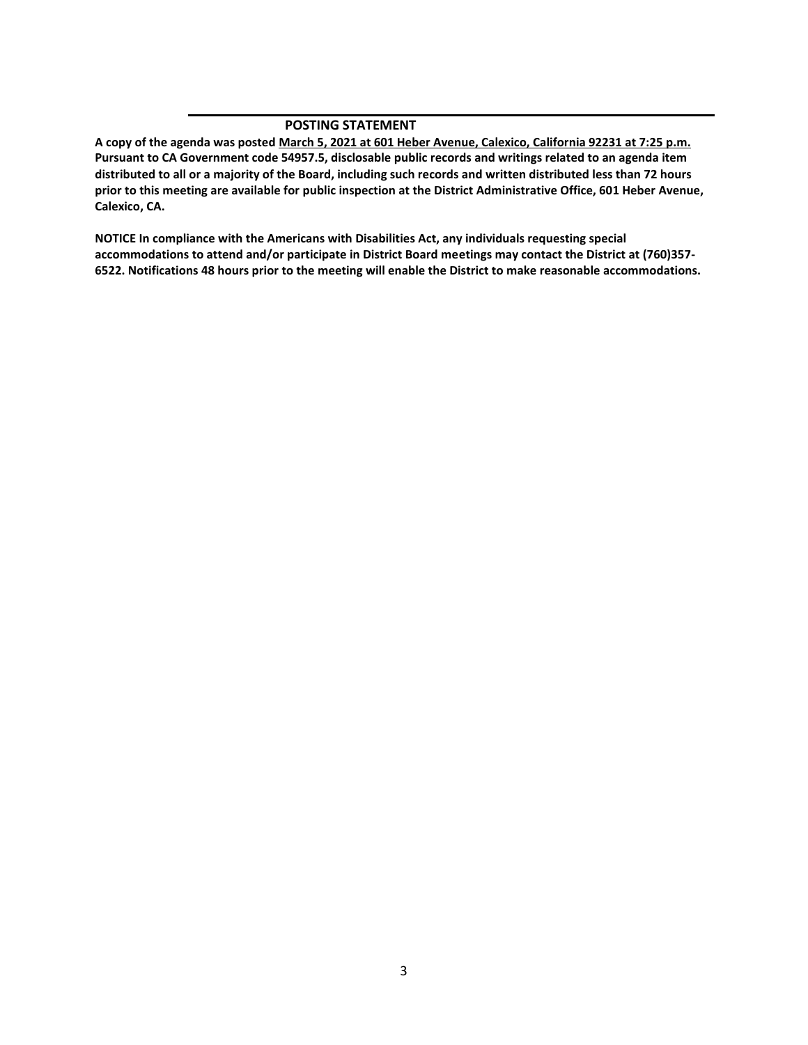## POSTING STATEMENT

**A copy of the agenda was posted March 5, 2021 at 601 Heber Avenue, Calexico, California 92231 at 7:25 p.m. Pursuant to CA Government code 54957.5, disclosable public records and writings related to an agenda item distributed to all or a majority of the Board, including such records and written distributed less than 72 hours prior to this meeting are available for public inspection at the District Administrative Office, 601 Heber Avenue, Calexico, CA.**

**NOTICE In compliance with the Americans with Disabilities Act, any individuals requesting special accommodations to attend and/or participate in District Board meetings may contact the District at (760)357-6522. Notifications 48 hours prior to the meeting will enable the District to make reasonable accommodations.**